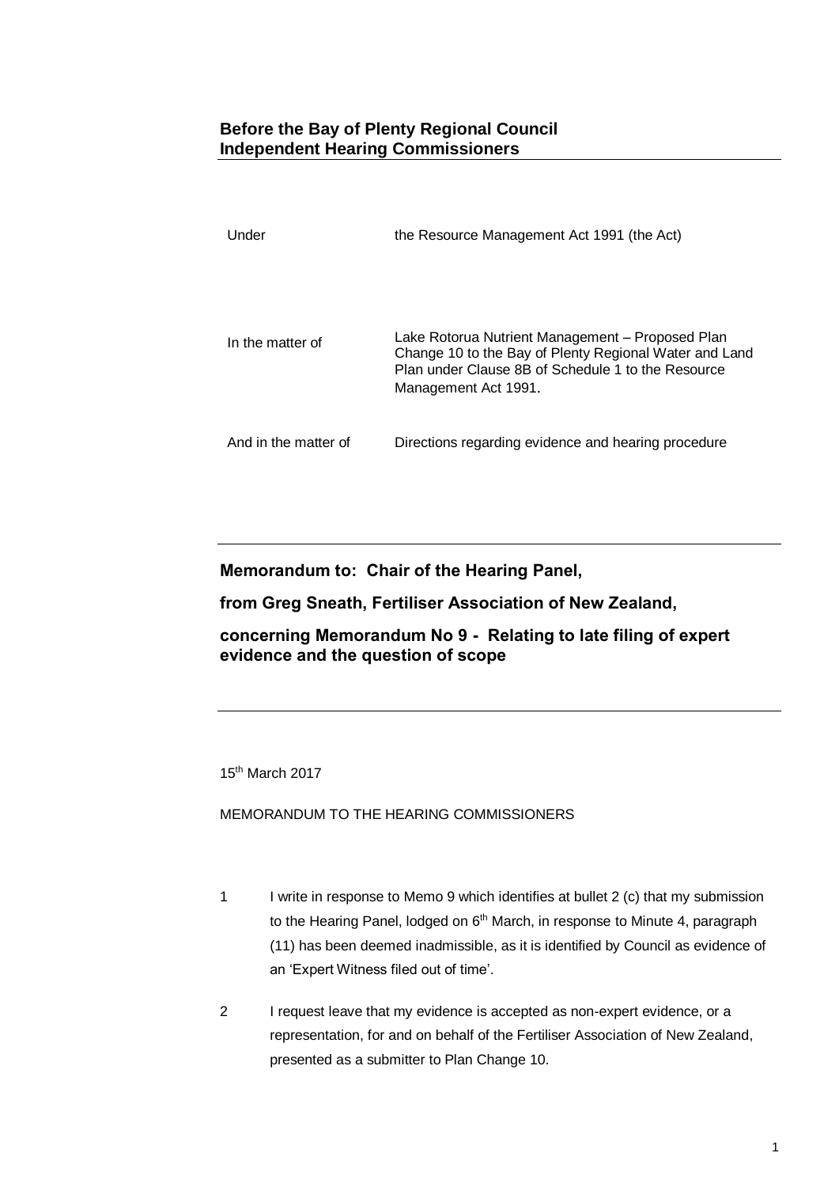## Before the Bay of Plenty Regional Council Independent Hearing Commissioners

| | |
|---|---|
| Under | the Resource Management Act 1991 (the Act) |
| In the matter of | Lake Rotorua Nutrient Management – Proposed Plan Change 10 to the Bay of Plenty Regional Water and Land Plan under Clause 8B of Schedule 1 to the Resource Management Act 1991. |
| And in the matter of | Directions regarding evidence and hearing procedure |

---

**Memorandum to: Chair of the Hearing Panel,**

**from Greg Sneath, Fertiliser Association of New Zealand,**

**concerning Memorandum No 9 - Relating to late filing of expert evidence and the question of scope**

---

15th March 2017

MEMORANDUM TO THE HEARING COMMISSIONERS

1. I write in response to Memo 9 which identifies at bullet 2 (c) that my submission to the Hearing Panel, lodged on 6th March, in response to Minute 4, paragraph (11) has been deemed inadmissible, as it is identified by Council as evidence of an 'Expert Witness filed out of time'.

2. I request leave that my evidence is accepted as non-expert evidence, or a representation, for and on behalf of the Fertiliser Association of New Zealand, presented as a submitter to Plan Change 10.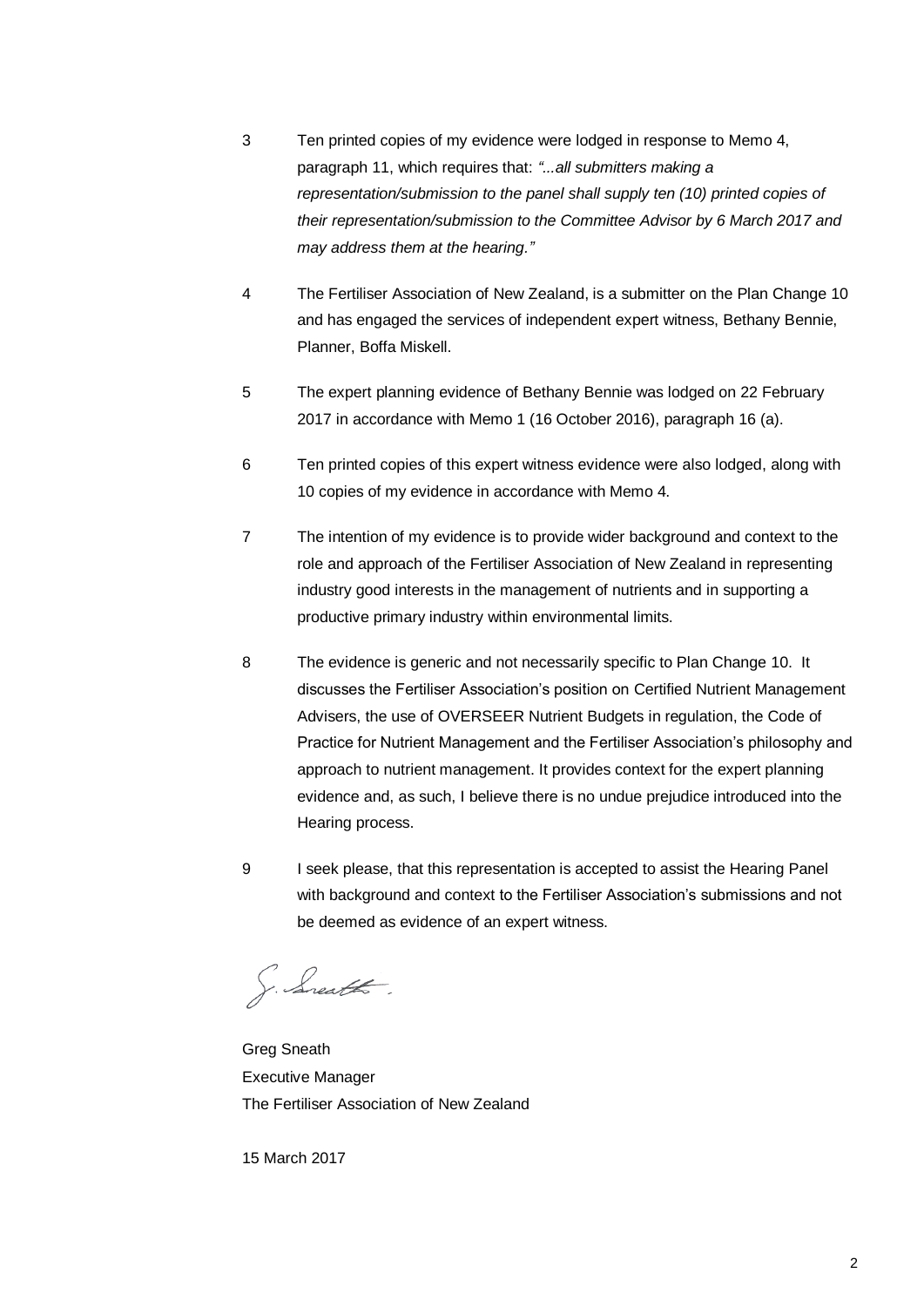3 Ten printed copies of my evidence were lodged in response to Memo 4, paragraph 11, which requires that: *"...all submitters making a representation/submission to the panel shall supply ten (10) printed copies of their representation/submission to the Committee Advisor by 6 March 2017 and may address them at the hearing."*

4 The Fertiliser Association of New Zealand, is a submitter on the Plan Change 10 and has engaged the services of independent expert witness, Bethany Bennie, Planner, Boffa Miskell.

5 The expert planning evidence of Bethany Bennie was lodged on 22 February 2017 in accordance with Memo 1 (16 October 2016), paragraph 16 (a).

6 Ten printed copies of this expert witness evidence were also lodged, along with 10 copies of my evidence in accordance with Memo 4.

7 The intention of my evidence is to provide wider background and context to the role and approach of the Fertiliser Association of New Zealand in representing industry good interests in the management of nutrients and in supporting a productive primary industry within environmental limits.

8 The evidence is generic and not necessarily specific to Plan Change 10. It discusses the Fertiliser Association's position on Certified Nutrient Management Advisers, the use of OVERSEER Nutrient Budgets in regulation, the Code of Practice for Nutrient Management and the Fertiliser Association's philosophy and approach to nutrient management. It provides context for the expert planning evidence and, as such, I believe there is no undue prejudice introduced into the Hearing process.

9 I seek please, that this representation is accepted to assist the Hearing Panel with background and context to the Fertiliser Association's submissions and not be deemed as evidence of an expert witness.

G. Sneath.

Greg Sneath
Executive Manager
The Fertiliser Association of New Zealand

15 March 2017